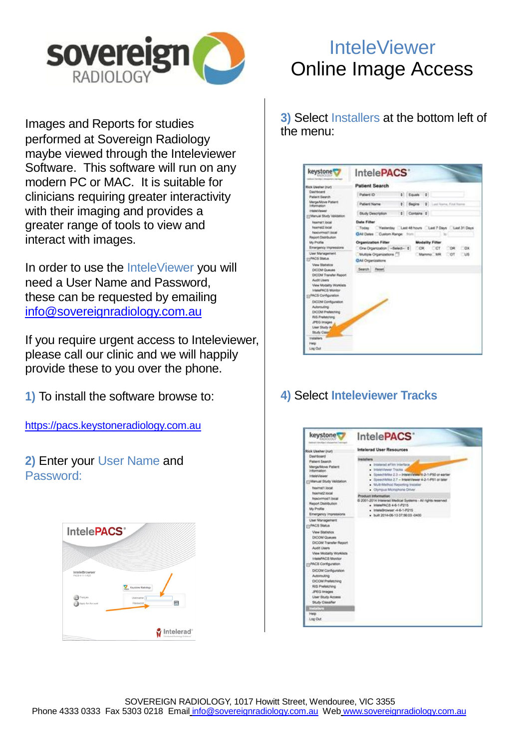# InteleViewer Online Image Access

Images and Reports for studies performed at Sovereign Radiology maybe viewed through the Inteleviewer Software. This software will run on any modern PC or MAC. It is suitable for clinicians requiring greater interactivity with their imaging and provides a greater range of tools to view and interact with images.

In order to use the InteleViewer you will need a User Name and Password, these can be requested by emailing info@sovereignradiology.com.au

If you require urgent access to Inteleviewer, please call our clinic and we will happily provide these to you over the phone.

**1)** To install the software browse to:

https://pacs.keystoneradiology.com.au

**2)** Enter your User Name and Password:

**3)** Select Installers at the bottom left of the menu:

**4)** Select **Inteleviewer Tracks**

SOVEREIGN RADIOLOGY, 1017 Howitt Street, Wendouree, VIC 3355
Phone 4333 0333 Fax 5303 0218 Email info@sovereignradiology.com.au Web www.sovereignradiology.com.au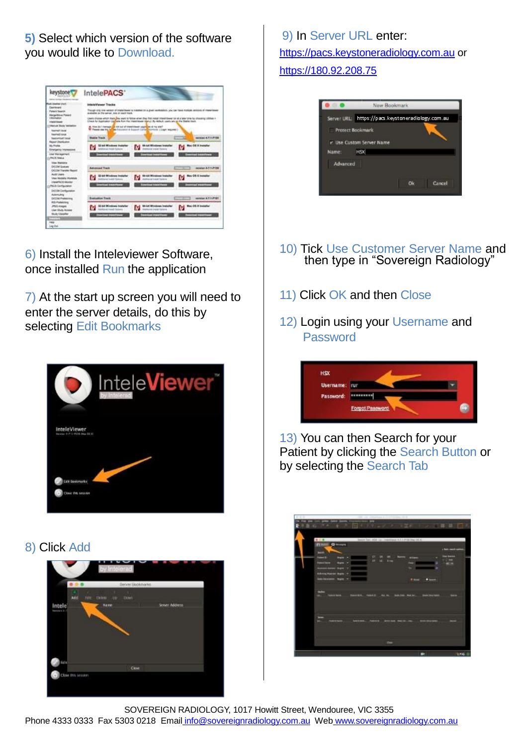5) Select which version of the software you would like to Download.

6) Install the Inteleviewer Software, once installed Run the application

7) At the start up screen you will need to enter the server details, do this by selecting Edit Bookmarks

8) Click Add

9) In Server URL enter:
https://pacs.keystoneradiology.com.au or
https://180.92.208.75

10) Tick Use Customer Server Name and then type in "Sovereign Radiology"

11) Click OK and then Close

12) Login using your Username and Password

13) You can then Search for your Patient by clicking the Search Button or by selecting the Search Tab

SOVEREIGN RADIOLOGY, 1017 Howitt Street, Wendouree, VIC 3355
Phone 4333 0333 Fax 5303 0218 Email info@sovereignradiology.com.au Web www.sovereignradiology.com.au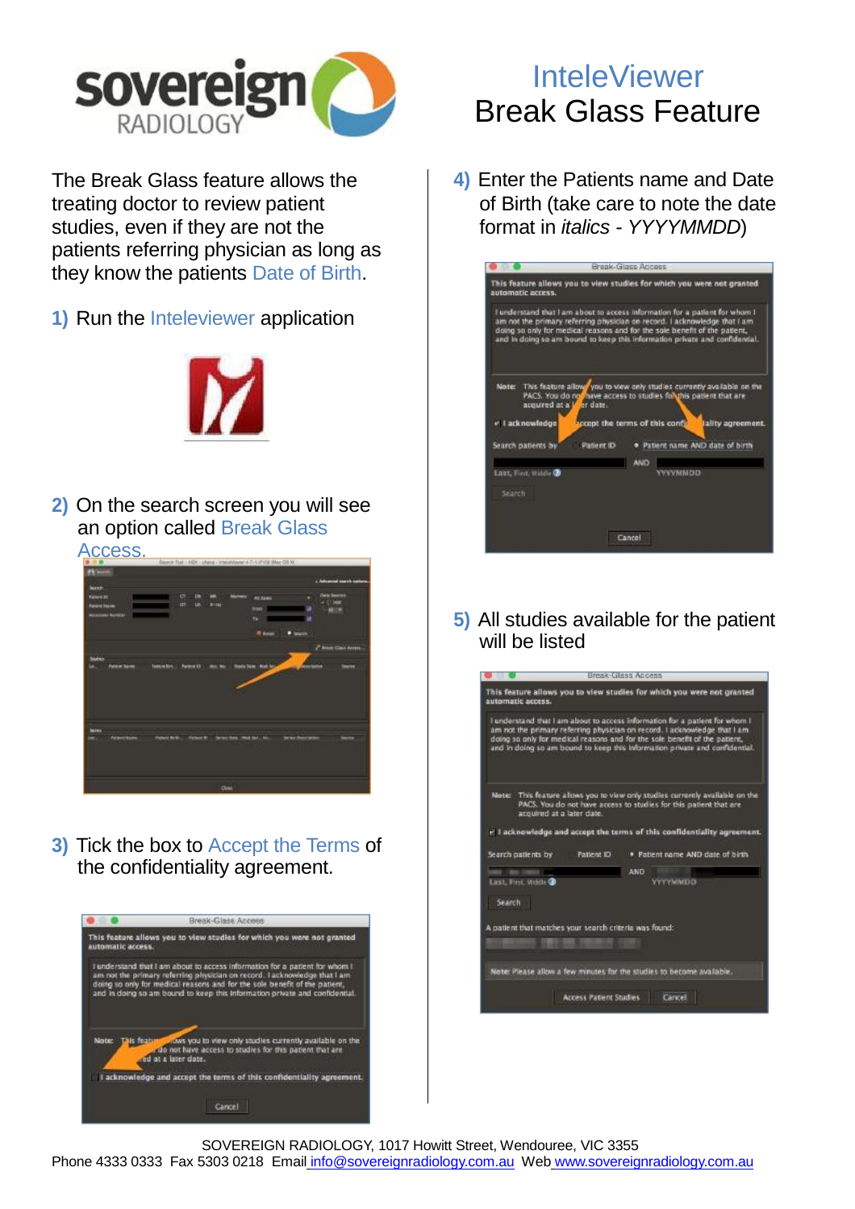# InteleViewer Break Glass Feature

The Break Glass feature allows the treating doctor to review patient studies, even if they are not the patients referring physician as long as they know the patients Date of Birth.

1) Run the Inteleviewer application

2) On the search screen you will see an option called Break Glass Access.

3) Tick the box to Accept the Terms of the confidentiality agreement.

4) Enter the Patients name and Date of Birth (take care to note the date format in *italics* - *YYYYMMDD*)

5) All studies available for the patient will be listed

SOVEREIGN RADIOLOGY, 1017 Howitt Street, Wendouree, VIC 3355
Phone 4333 0333 Fax 5303 0218 Email info@sovereignradiology.com.au Web www.sovereignradiology.com.au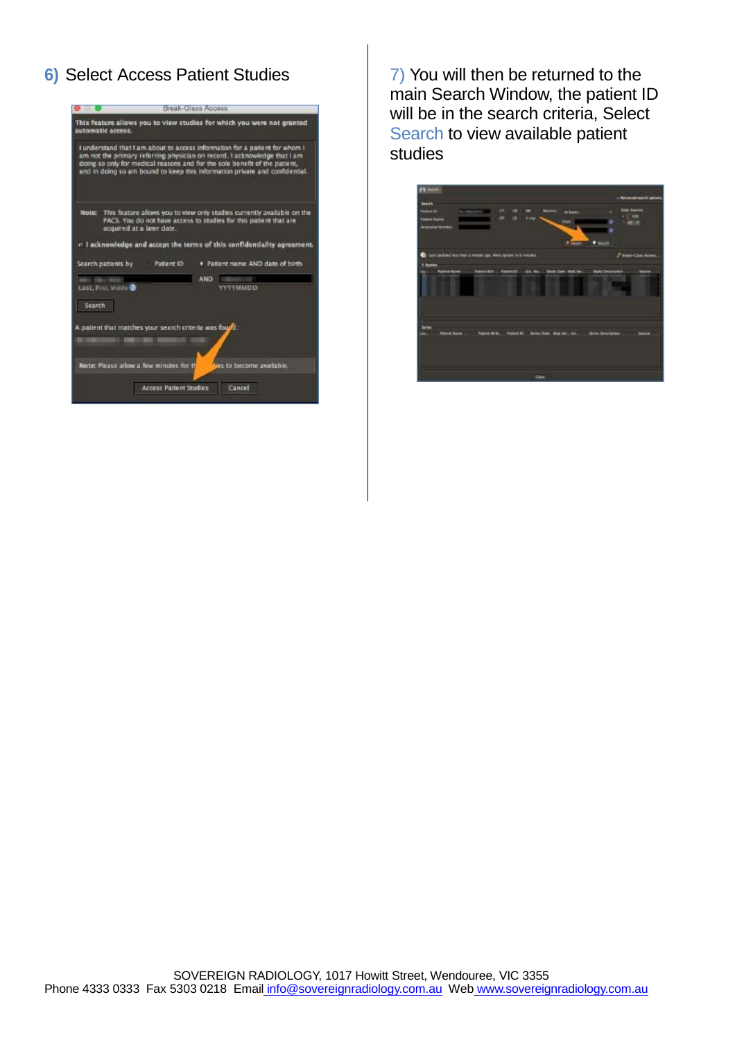6) Select Access Patient Studies

7) You will then be returned to the main Search Window, the patient ID will be in the search criteria, Select Search to view available patient studies

SOVEREIGN RADIOLOGY, 1017 Howitt Street, Wendouree, VIC 3355
Phone 4333 0333 Fax 5303 0218 Email info@sovereignradiology.com.au Web www.sovereignradiology.com.au